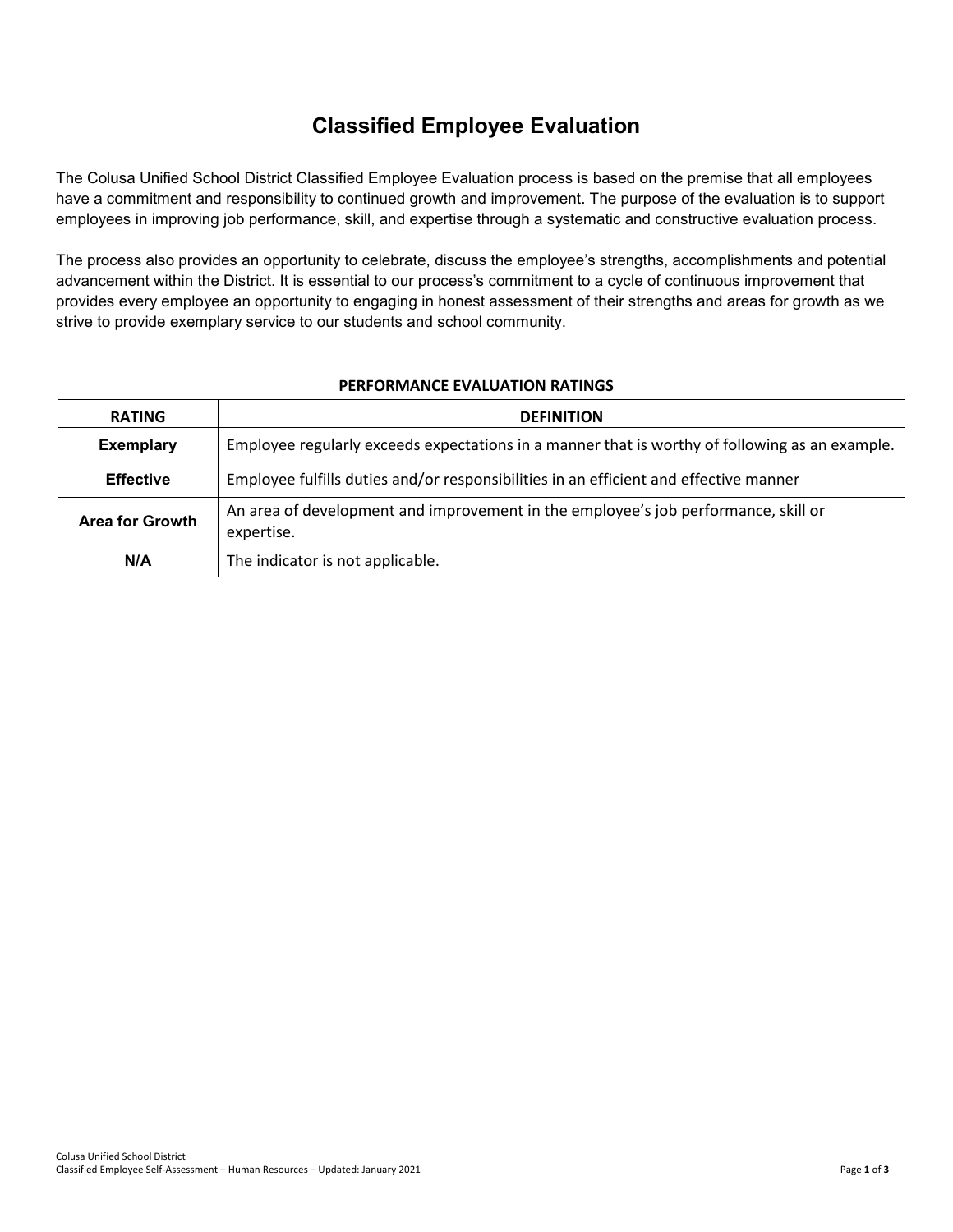# Classified Employee Evaluation

The Colusa Unified School District Classified Employee Evaluation process is based on the premise that all employees have a commitment and responsibility to continued growth and improvement. The purpose of the evaluation is to support employees in improving job performance, skill, and expertise through a systematic and constructive evaluation process.

The process also provides an opportunity to celebrate, discuss the employee's strengths, accomplishments and potential advancement within the District. It is essential to our process's commitment to a cycle of continuous improvement that provides every employee an opportunity to engaging in honest assessment of their strengths and areas for growth as we strive to provide exemplary service to our students and school community.

**PERFORMANCE EVALUATION RATINGS**

| RATING | DEFINITION |
| --- | --- |
| **Exemplary** | Employee regularly exceeds expectations in a manner that is worthy of following as an example. |
| **Effective** | Employee fulfills duties and/or responsibilities in an efficient and effective manner |
| **Area for Growth** | An area of development and improvement in the employee's job performance, skill or expertise. |
| **N/A** | The indicator is not applicable. |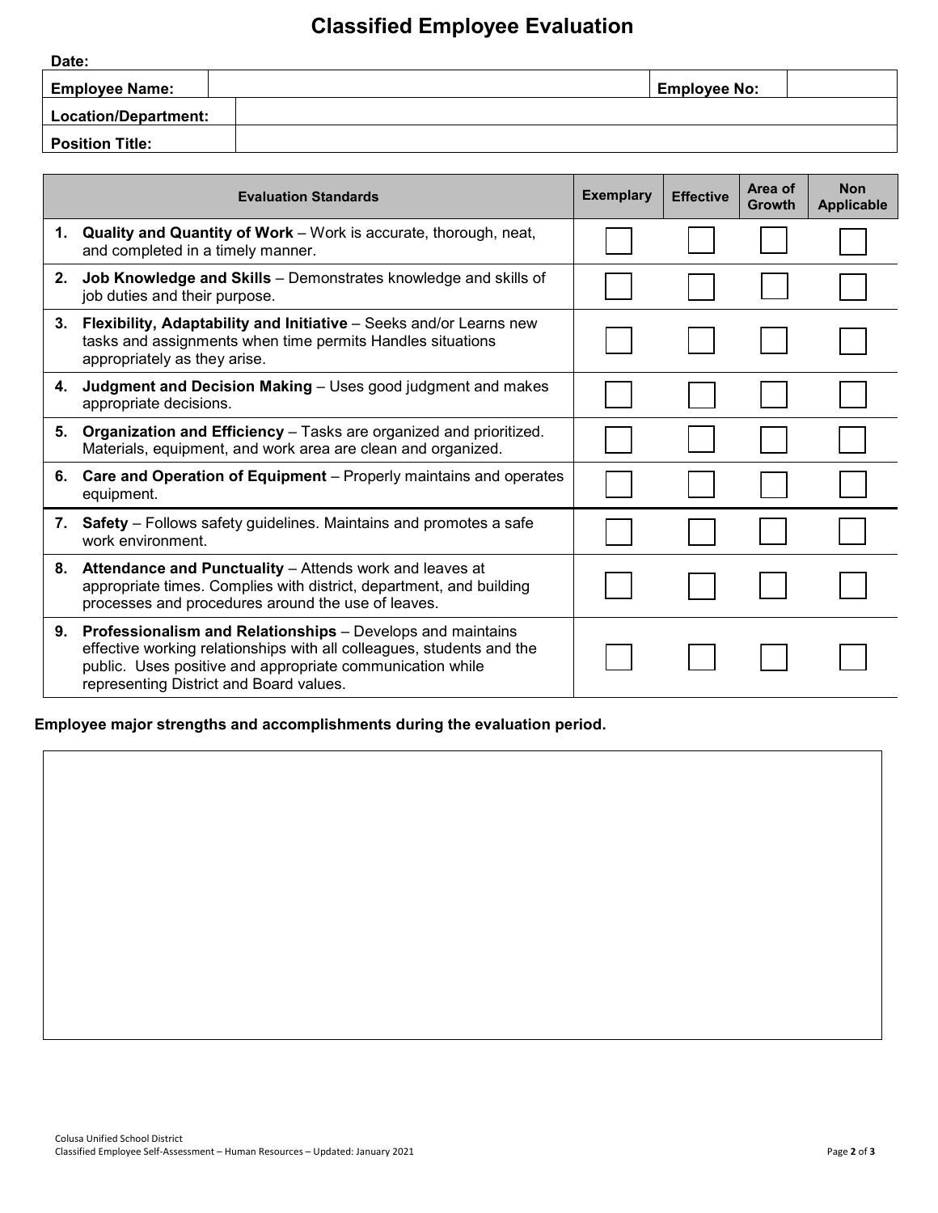# Classified Employee Evaluation

| **Date:** | | | |
|---|---|---|---|
| **Employee Name:** | | **Employee No:** | |
| **Location/Department:** | | | |
| **Position Title:** | | | |

| Evaluation Standards | Exemplary | Effective | Area of Growth | Non Applicable |
|---|---|---|---|---|
| 1. **Quality and Quantity of Work** – Work is accurate, thorough, neat, and completed in a timely manner. | ☐ | ☐ | ☐ | ☐ |
| 2. **Job Knowledge and Skills** – Demonstrates knowledge and skills of job duties and their purpose. | ☐ | ☐ | ☐ | ☐ |
| 3. **Flexibility, Adaptability and Initiative** – Seeks and/or Learns new tasks and assignments when time permits Handles situations appropriately as they arise. | ☐ | ☐ | ☐ | ☐ |
| 4. **Judgment and Decision Making** – Uses good judgment and makes appropriate decisions. | ☐ | ☐ | ☐ | ☐ |
| 5. **Organization and Efficiency** – Tasks are organized and prioritized. Materials, equipment, and work area are clean and organized. | ☐ | ☐ | ☐ | ☐ |
| 6. **Care and Operation of Equipment** – Properly maintains and operates equipment. | ☐ | ☐ | ☐ | ☐ |
| 7. **Safety** – Follows safety guidelines. Maintains and promotes a safe work environment. | ☐ | ☐ | ☐ | ☐ |
| 8. **Attendance and Punctuality** – Attends work and leaves at appropriate times. Complies with district, department, and building processes and procedures around the use of leaves. | ☐ | ☐ | ☐ | ☐ |
| 9. **Professionalism and Relationships** – Develops and maintains effective working relationships with all colleagues, students and the public. Uses positive and appropriate communication while representing District and Board values. | ☐ | ☐ | ☐ | ☐ |

**Employee major strengths and accomplishments during the evaluation period.**

Colusa Unified School District
Classified Employee Self-Assessment – Human Resources – Updated: January 2021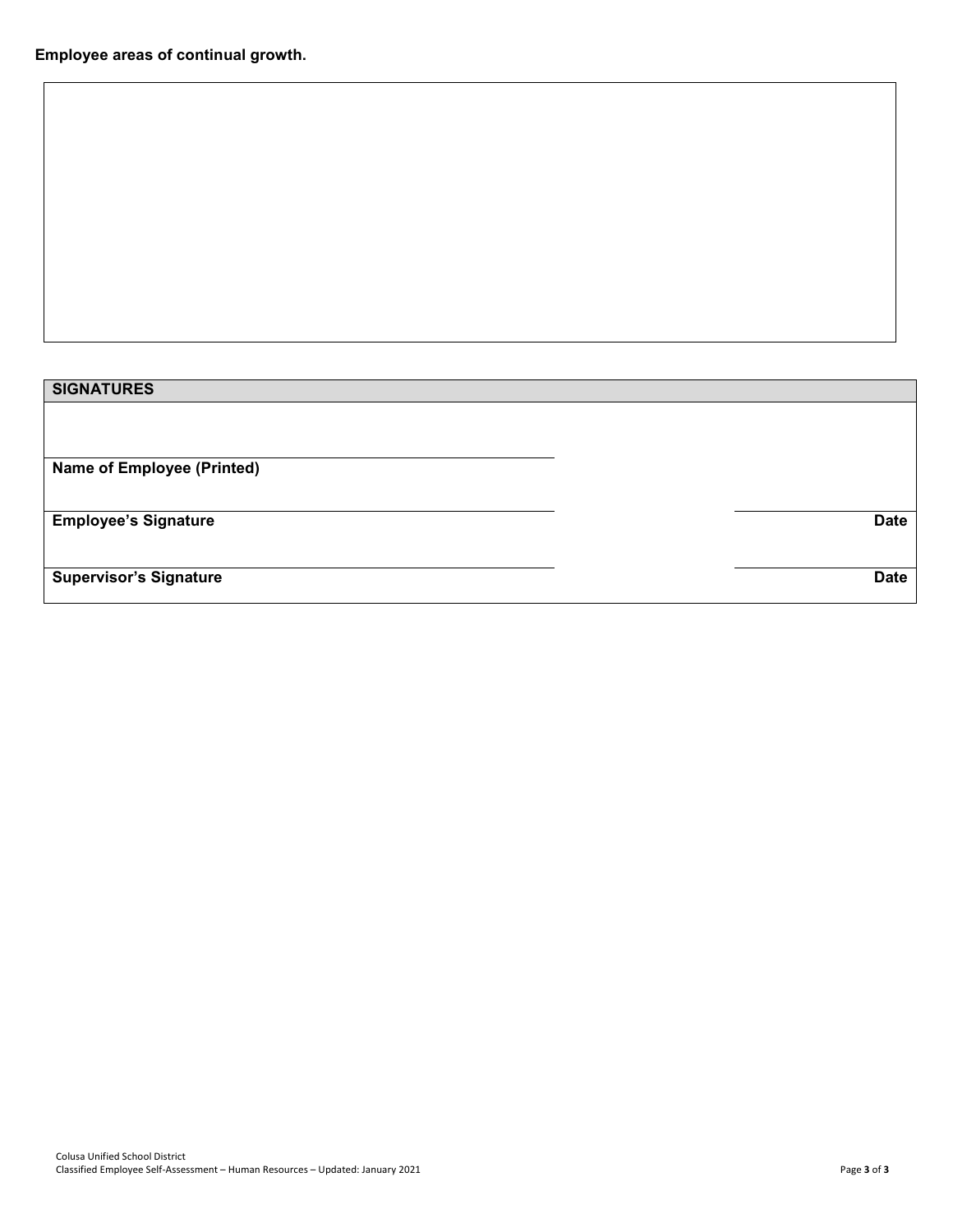**Employee areas of continual growth.**

| SIGNATURES | |
|---|---|
| | |
| **Name of Employee (Printed)** | |
| **Employee's Signature** | **Date** |
| **Supervisor's Signature** | **Date** |